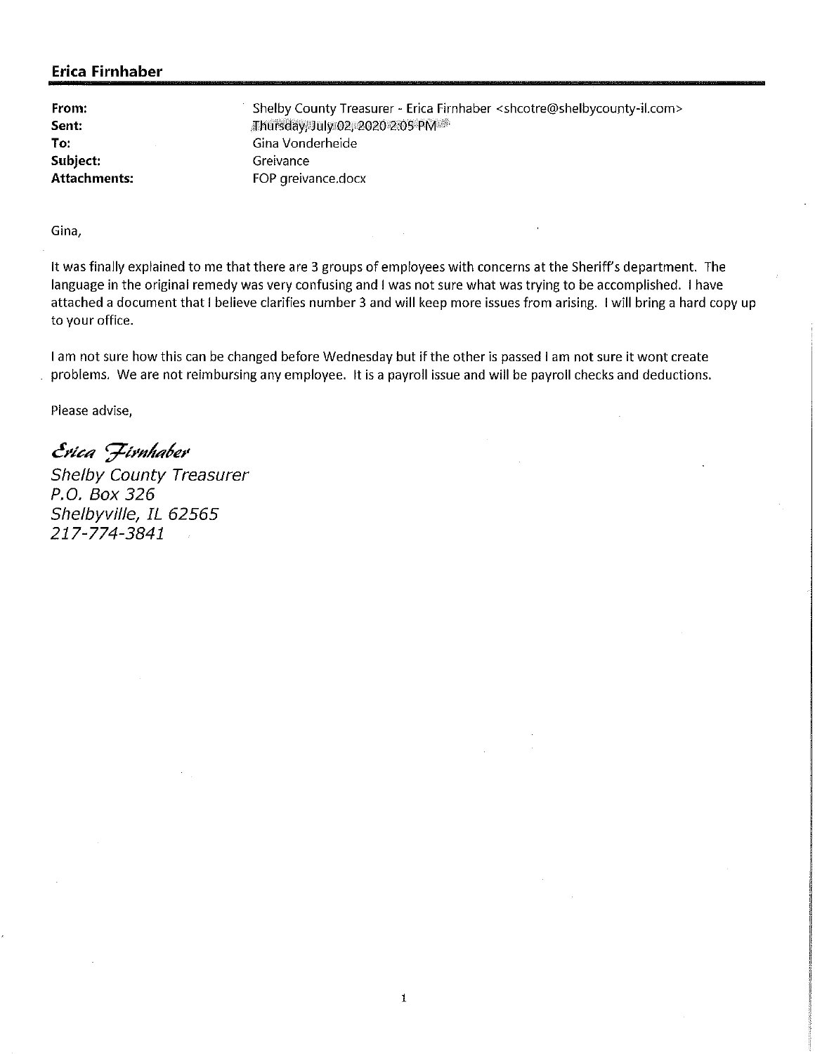**Erica Firnhaber**

| | |
|---|---|
| **From:** | Shelby County Treasurer - Erica Firnhaber <shcotre@shelbycounty-il.com> |
| **Sent:** | Thursday, July 02, 2020 2:05 PM |
| **To:** | Gina Vonderheide |
| **Subject:** | Greivance |
| **Attachments:** | FOP greivance.docx |

Gina,

It was finally explained to me that there are 3 groups of employees with concerns at the Sheriff's department. The language in the original remedy was very confusing and I was not sure what was trying to be accomplished. I have attached a document that I believe clarifies number 3 and will keep more issues from arising. I will bring a hard copy up to your office.

I am not sure how this can be changed before Wednesday but if the other is passed I am not sure it wont create problems. We are not reimbursing any employee. It is a payroll issue and will be payroll checks and deductions.

Please advise,

*Erica Firnhaber*
*Shelby County Treasurer*
*P.O. Box 326*
*Shelbyville, IL 62565*
*217-774-3841*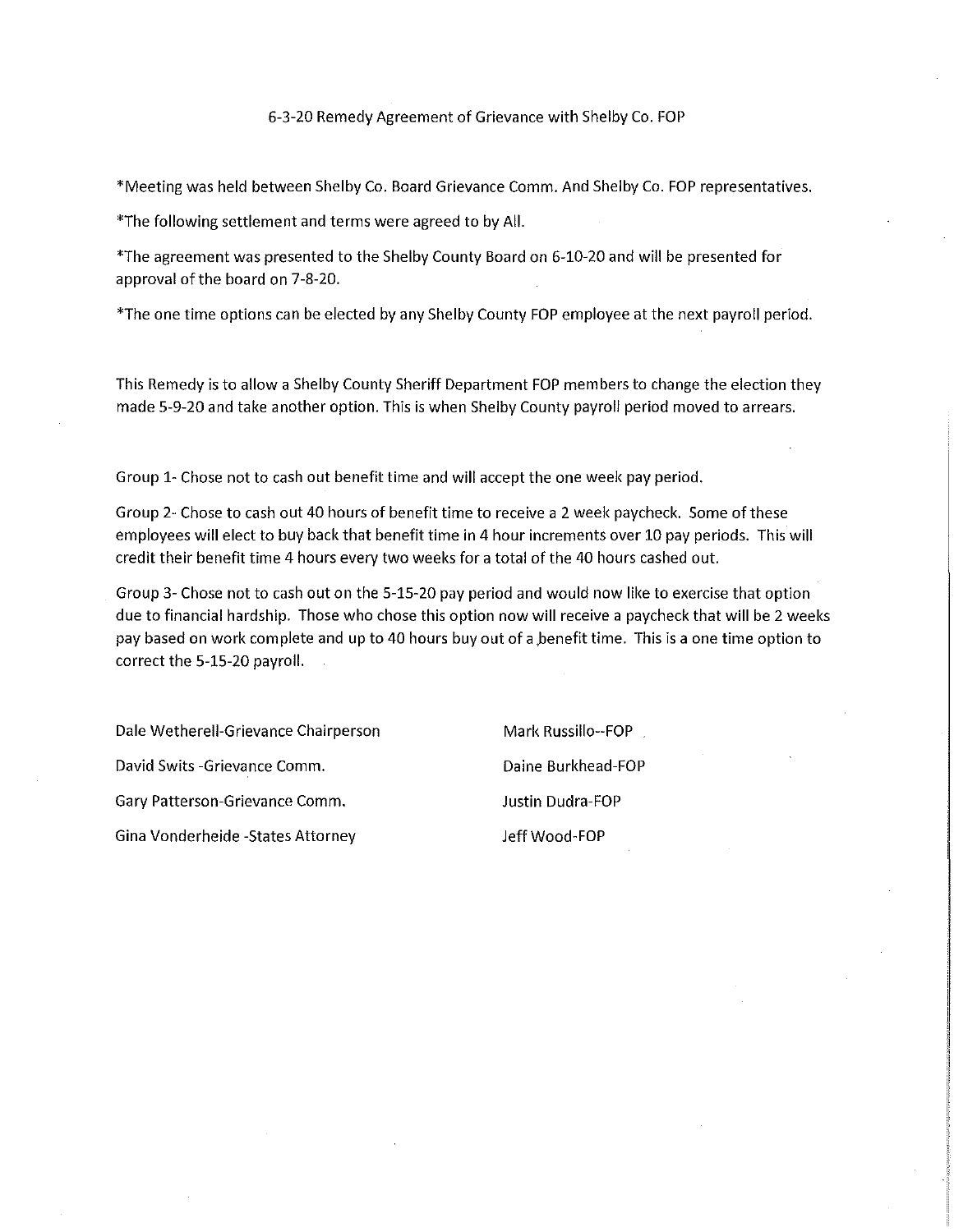# 6-3-20 Remedy Agreement of Grievance with Shelby Co. FOP

*Meeting was held between Shelby Co. Board Grievance Comm. And Shelby Co. FOP representatives.

*The following settlement and terms were agreed to by All.

*The agreement was presented to the Shelby County Board on 6-10-20 and will be presented for approval of the board on 7-8-20.

*The one time options can be elected by any Shelby County FOP employee at the next payroll period.

This Remedy is to allow a Shelby County Sheriff Department FOP members to change the election they made 5-9-20 and take another option. This is when Shelby County payroll period moved to arrears.

Group 1- Chose not to cash out benefit time and will accept the one week pay period.

Group 2- Chose to cash out 40 hours of benefit time to receive a 2 week paycheck. Some of these employees will elect to buy back that benefit time in 4 hour increments over 10 pay periods. This will credit their benefit time 4 hours every two weeks for a total of the 40 hours cashed out.

Group 3- Chose not to cash out on the 5-15-20 pay period and would now like to exercise that option due to financial hardship. Those who chose this option now will receive a paycheck that will be 2 weeks pay based on work complete and up to 40 hours buy out of a benefit time. This is a one time option to correct the 5-15-20 payroll.

Dale Wetherell-Grievance Chairperson

David Swits -Grievance Comm.

Gary Patterson-Grievance Comm.

Gina Vonderheide -States Attorney

Mark Russillo--FOP

Daine Burkhead-FOP

Justin Dudra-FOP

Jeff Wood-FOP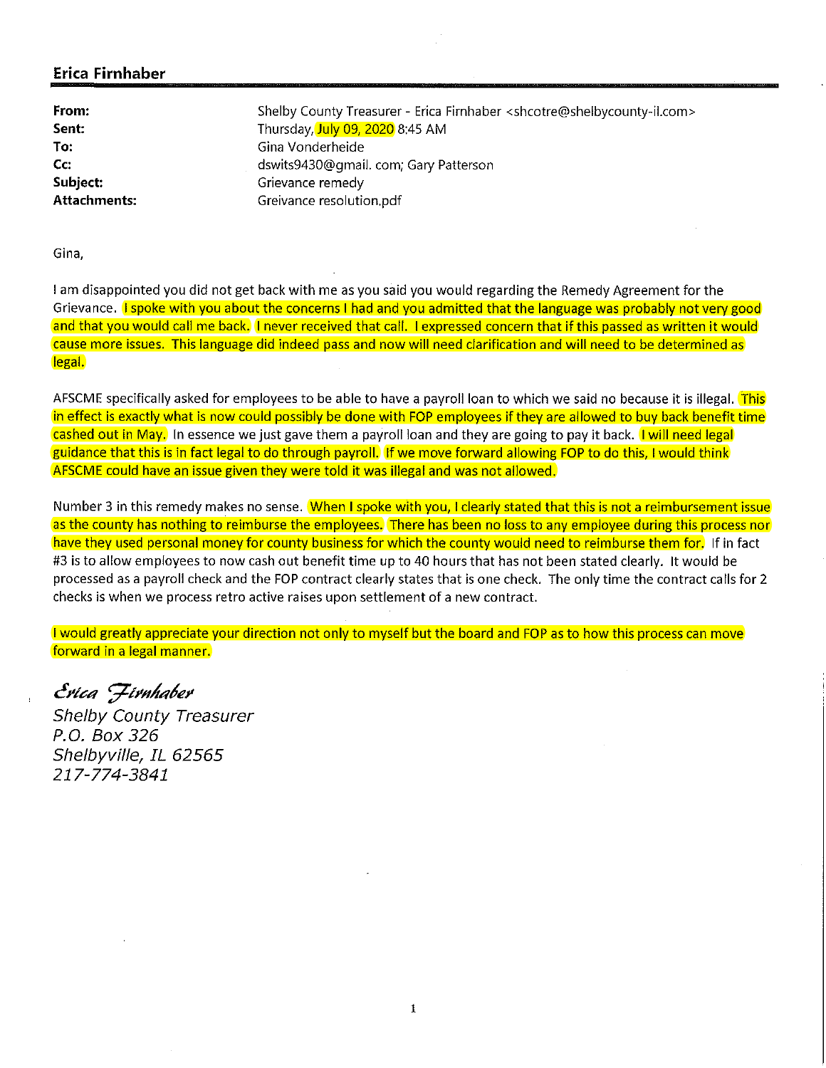## Erica Firnhaber

**From:** Shelby County Treasurer - Erica Firnhaber <shcotre@shelbycounty-il.com>
**Sent:** Thursday, July 09, 2020 8:45 AM
**To:** Gina Vonderheide
**Cc:** dswits9430@gmail. com; Gary Patterson
**Subject:** Grievance remedy
**Attachments:** Greivance resolution.pdf

Gina,

I am disappointed you did not get back with me as you said you would regarding the Remedy Agreement for the Grievance. I spoke with you about the concerns I had and you admitted that the language was probably not very good and that you would call me back. I never received that call. I expressed concern that if this passed as written it would cause more issues. This language did indeed pass and now will need clarification and will need to be determined as legal.

AFSCME specifically asked for employees to be able to have a payroll loan to which we said no because it is illegal. This in effect is exactly what is now could possibly be done with FOP employees if they are allowed to buy back benefit time cashed out in May. In essence we just gave them a payroll loan and they are going to pay it back. I will need legal guidance that this is in fact legal to do through payroll. If we move forward allowing FOP to do this, I would think AFSCME could have an issue given they were told it was illegal and was not allowed.

Number 3 in this remedy makes no sense. When I spoke with you, I clearly stated that this is not a reimbursement issue as the county has nothing to reimburse the employees. There has been no loss to any employee during this process nor have they used personal money for county business for which the county would need to reimburse them for. If in fact #3 is to allow employees to now cash out benefit time up to 40 hours that has not been stated clearly. It would be processed as a payroll check and the FOP contract clearly states that is one check. The only time the contract calls for 2 checks is when we process retro active raises upon settlement of a new contract.

I would greatly appreciate your direction not only to myself but the board and FOP as to how this process can move forward in a legal manner.

*Erica Firnhaber*
*Shelby County Treasurer*
*P.O. Box 326*
*Shelbyville, IL 62565*
*217-774-3841*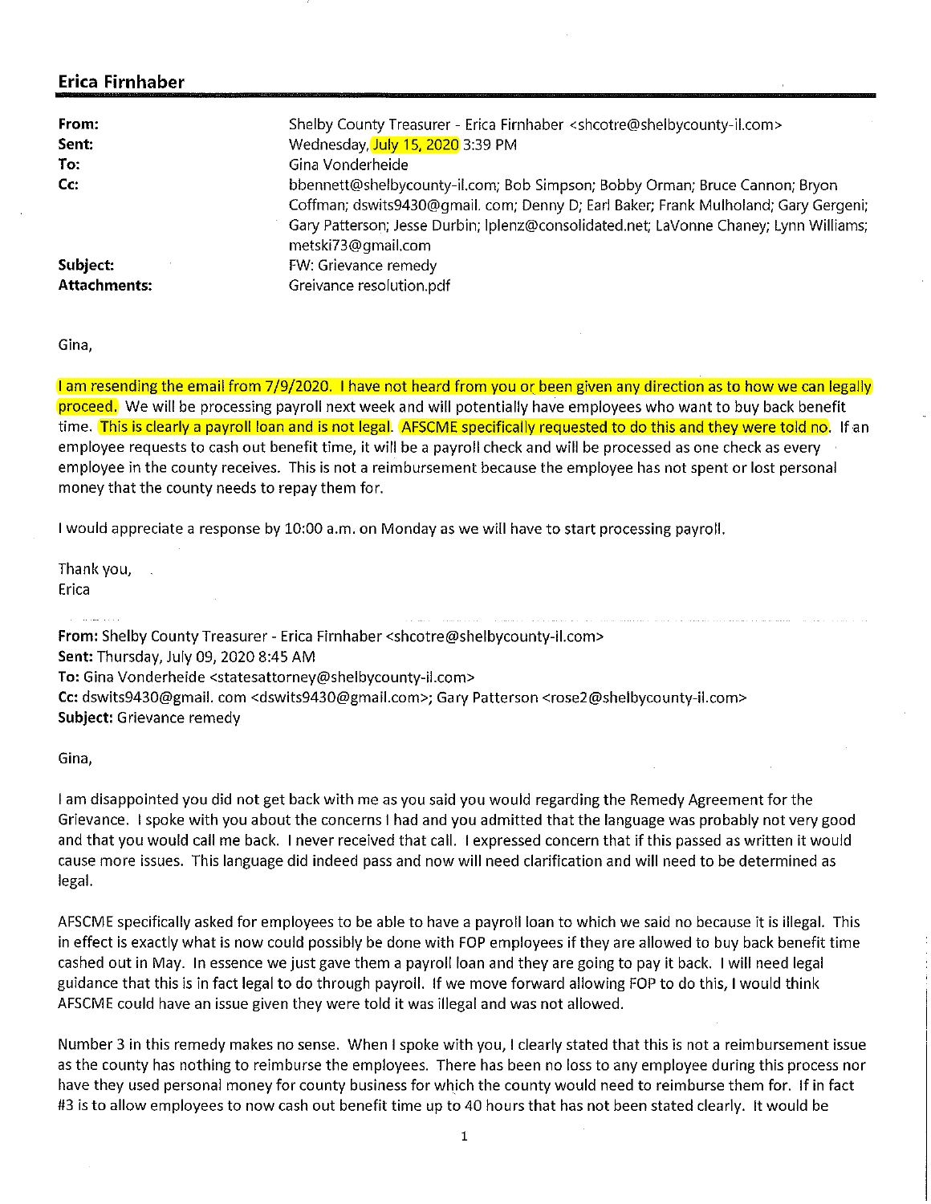## Erica Firnhaber

**From:** Shelby County Treasurer - Erica Firnhaber <shcotre@shelbycounty-il.com>
**Sent:** Wednesday, July 15, 2020 3:39 PM
**To:** Gina Vonderheide
**Cc:** bbennett@shelbycounty-il.com; Bob Simpson; Bobby Orman; Bruce Cannon; Bryon Coffman; dswits9430@gmail. com; Denny D; Earl Baker; Frank Mulholand; Gary Gergeni; Gary Patterson; Jesse Durbin; lplenz@consolidated.net; LaVonne Chaney; Lynn Williams; metski73@gmail.com
**Subject:** FW: Grievance remedy
**Attachments:** Greivance resolution.pdf

Gina,

I am resending the email from 7/9/2020. I have not heard from you or been given any direction as to how we can legally proceed. We will be processing payroll next week and will potentially have employees who want to buy back benefit time. This is clearly a payroll loan and is not legal. AFSCME specifically requested to do this and they were told no. If an employee requests to cash out benefit time, it will be a payroll check and will be processed as one check as every employee in the county receives. This is not a reimbursement because the employee has not spent or lost personal money that the county needs to repay them for.

I would appreciate a response by 10:00 a.m. on Monday as we will have to start processing payroll.

Thank you,
Erica

---

**From:** Shelby County Treasurer - Erica Firnhaber <shcotre@shelbycounty-il.com>
**Sent:** Thursday, July 09, 2020 8:45 AM
**To:** Gina Vonderheide <statesattorney@shelbycounty-il.com>
**Cc:** dswits9430@gmail. com <dswits9430@gmail.com>; Gary Patterson <rose2@shelbycounty-il.com>
**Subject:** Grievance remedy

Gina,

I am disappointed you did not get back with me as you said you would regarding the Remedy Agreement for the Grievance. I spoke with you about the concerns I had and you admitted that the language was probably not very good and that you would call me back. I never received that call. I expressed concern that if this passed as written it would cause more issues. This language did indeed pass and now will need clarification and will need to be determined as legal.

AFSCME specifically asked for employees to be able to have a payroll loan to which we said no because it is illegal. This in effect is exactly what is now could possibly be done with FOP employees if they are allowed to buy back benefit time cashed out in May. In essence we just gave them a payroll loan and they are going to pay it back. I will need legal guidance that this is in fact legal to do through payroll. If we move forward allowing FOP to do this, I would think AFSCME could have an issue given they were told it was illegal and was not allowed.

Number 3 in this remedy makes no sense. When I spoke with you, I clearly stated that this is not a reimbursement issue as the county has nothing to reimburse the employees. There has been no loss to any employee during this process nor have they used personal money for county business for which the county would need to reimburse them for. If in fact #3 is to allow employees to now cash out benefit time up to 40 hours that has not been stated clearly. It would be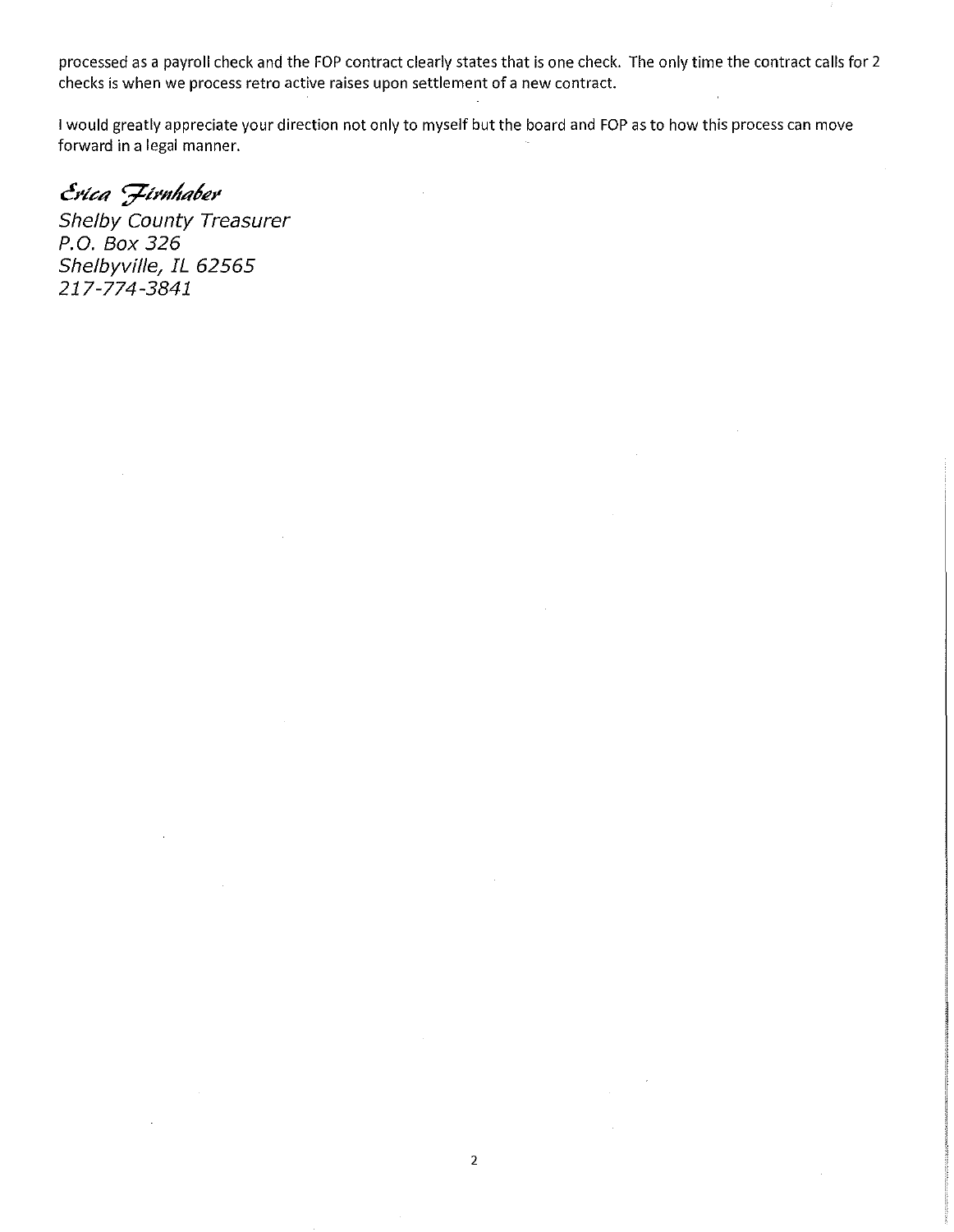processed as a payroll check and the FOP contract clearly states that is one check. The only time the contract calls for 2 checks is when we process retro active raises upon settlement of a new contract.

I would greatly appreciate your direction not only to myself but the board and FOP as to how this process can move forward in a legal manner.

*Erica Firnhaber*
*Shelby County Treasurer*
*P.O. Box 326*
*Shelbyville, IL 62565*
*217-774-3841*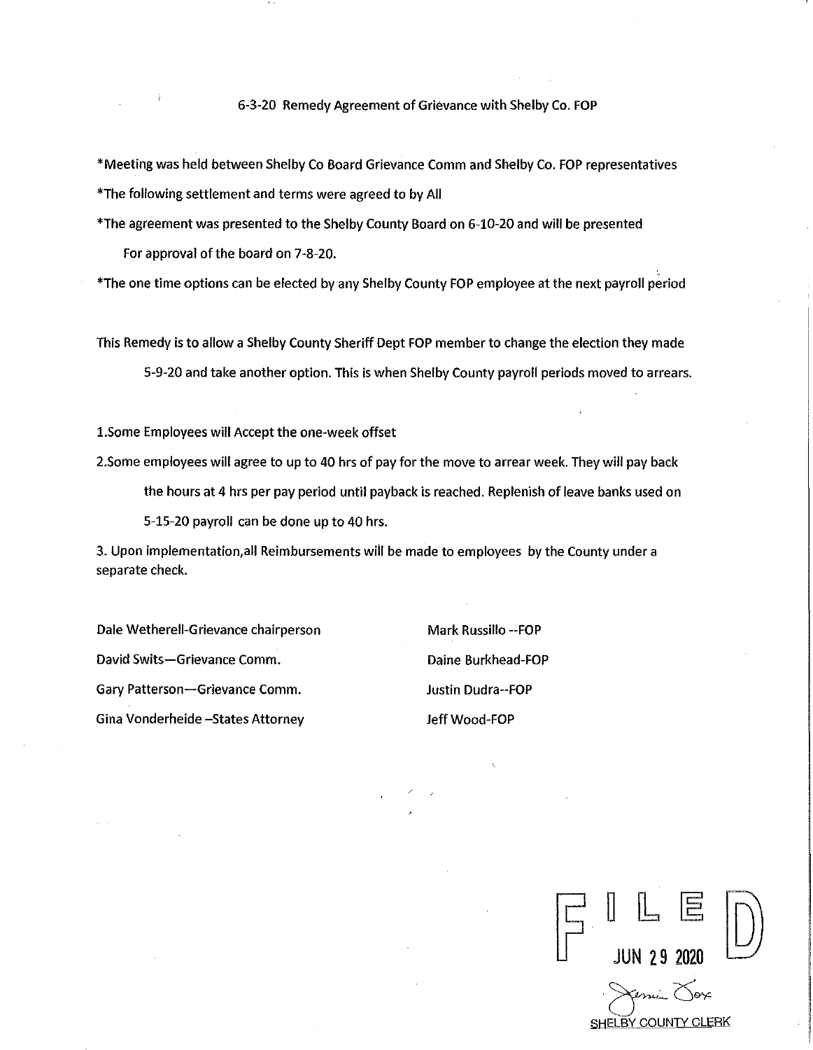# 6-3-20 Remedy Agreement of Grievance with Shelby Co. FOP

*Meeting was held between Shelby Co Board Grievance Comm and Shelby Co. FOP representatives

*The following settlement and terms were agreed to by All

*The agreement was presented to the Shelby County Board on 6-10-20 and will be presented For approval of the board on 7-8-20.

*The one time options can be elected by any Shelby County FOP employee at the next payroll period

This Remedy is to allow a Shelby County Sheriff Dept FOP member to change the election they made 5-9-20 and take another option. This is when Shelby County payroll periods moved to arrears.

1.Some Employees will Accept the one-week offset

2.Some employees will agree to up to 40 hrs of pay for the move to arrear week. They will pay back the hours at 4 hrs per pay period until payback is reached. Replenish of leave banks used on 5-15-20 payroll can be done up to 40 hrs.

3. Upon implementation,all Reimbursements will be made to employees by the County under a separate check.

Dale Wetherell-Grievance chairperson

David Swits—Grievance Comm.

Gary Patterson—Grievance Comm.

Gina Vonderheide –States Attorney

Mark Russillo --FOP

Daine Burkhead-FOP

Justin Dudra--FOP

Jeff Wood-FOP

FILED
JUN 29 2020
SHELBY COUNTY CLERK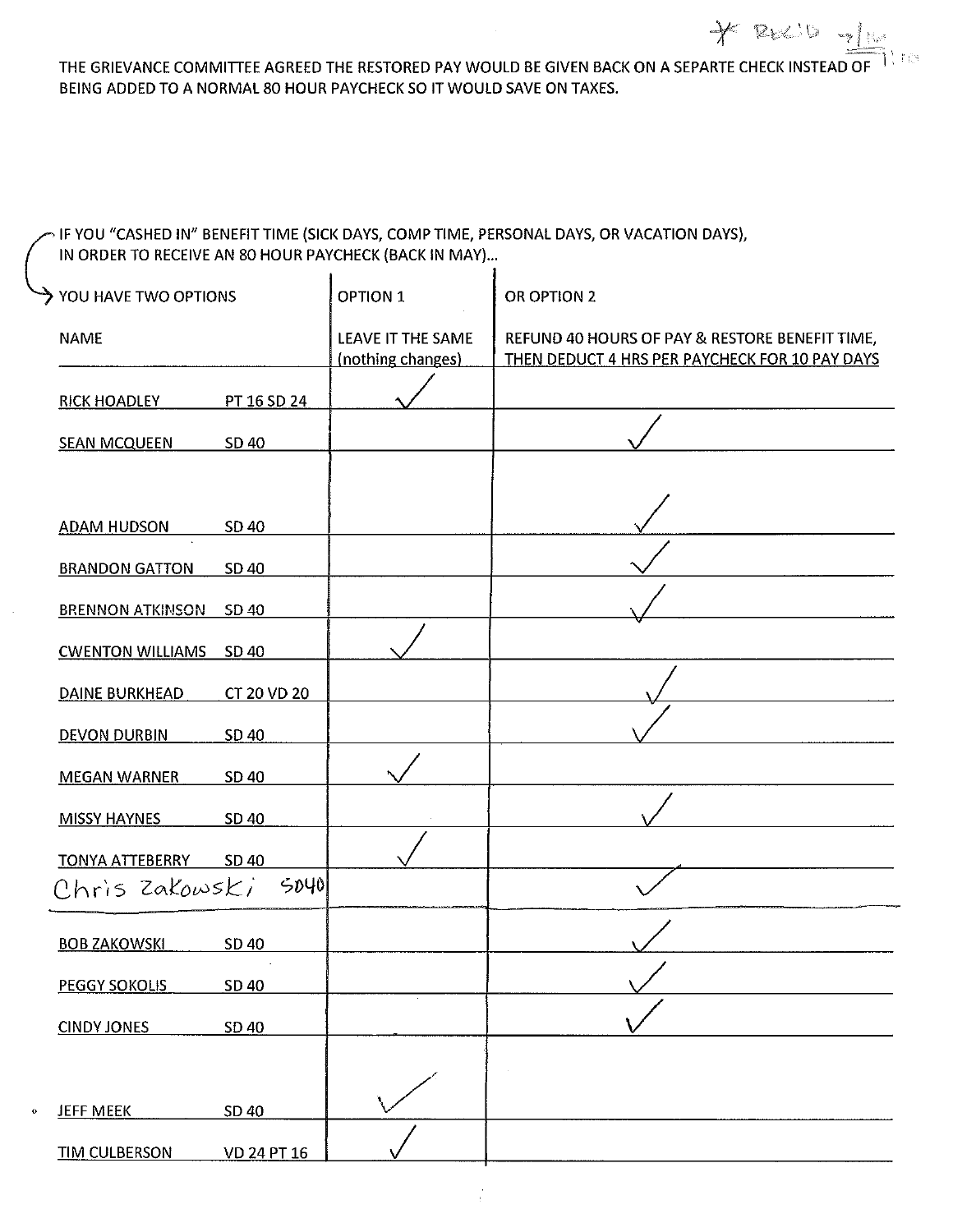\* REC'D 7/16 11:19

THE GRIEVANCE COMMITTEE AGREED THE RESTORED PAY WOULD BE GIVEN BACK ON A SEPARTE CHECK INSTEAD OF BEING ADDED TO A NORMAL 80 HOUR PAYCHECK SO IT WOULD SAVE ON TAXES.

IF YOU "CASHED IN" BENEFIT TIME (SICK DAYS, COMP TIME, PERSONAL DAYS, OR VACATION DAYS), IN ORDER TO RECEIVE AN 80 HOUR PAYCHECK (BACK IN MAY)...

| YOU HAVE TWO OPTIONS | | OPTION 1 | OR OPTION 2 |
|---|---|---|---|
| NAME | | LEAVE IT THE SAME (nothing changes) | REFUND 40 HOURS OF PAY & RESTORE BENEFIT TIME, THEN DEDUCT 4 HRS PER PAYCHECK FOR 10 PAY DAYS |
| RICK HOADLEY | PT 16 SD 24 | ✓ | |
| SEAN MCQUEEN | SD 40 | | ✓ |
| ADAM HUDSON | SD 40 | | ✓ |
| BRANDON GATTON | SD 40 | | ✓ |
| BRENNON ATKINSON | SD 40 | | ✓ |
| CWENTON WILLIAMS | SD 40 | ✓ | |
| DAINE BURKHEAD | CT 20 VD 20 | | ✓ |
| DEVON DURBIN | SD 40 | | ✓ |
| MEGAN WARNER | SD 40 | ✓ | |
| MISSY HAYNES | SD 40 | | ✓ |
| TONYA ATTEBERRY | SD 40 | ✓ | |
| Chris Zakowski | SD40 | | ✓ |
| BOB ZAKOWSKI | SD 40 | | ✓ |
| PEGGY SOKOLIS | SD 40 | | ✓ |
| CINDY JONES | SD 40 | | ✓ |
| JEFF MEEK | SD 40 | ✓ | |
| TIM CULBERSON | VD 24 PT 16 | ✓ | |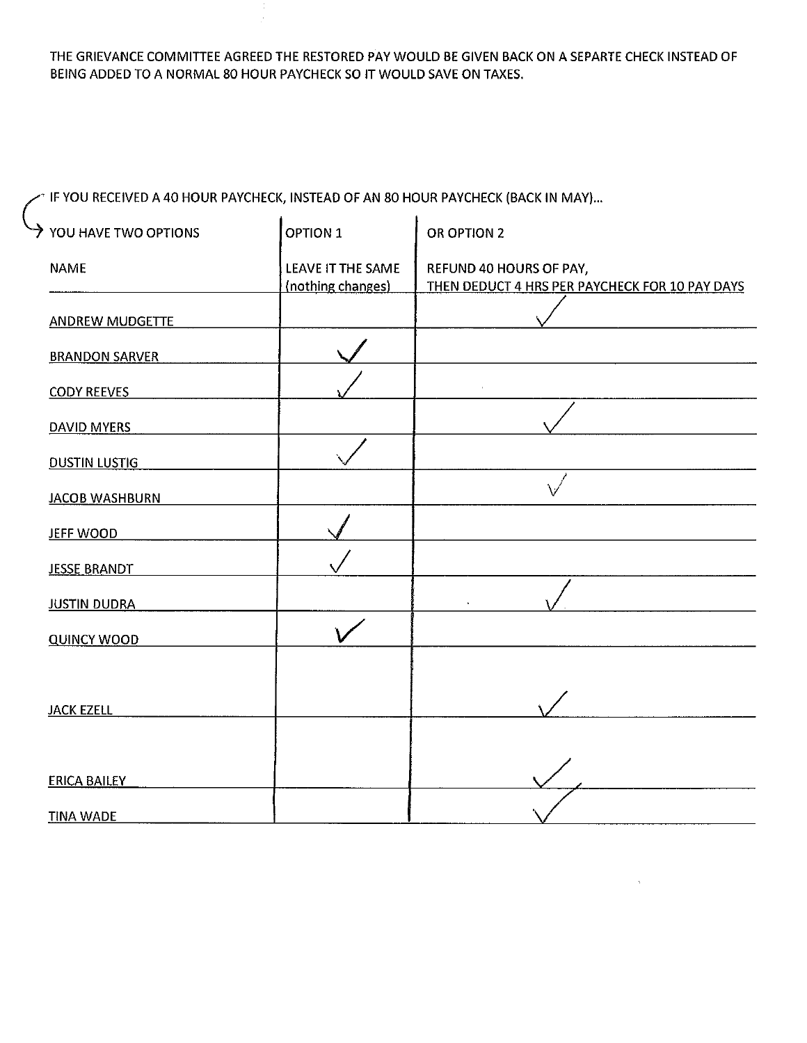THE GRIEVANCE COMMITTEE AGREED THE RESTORED PAY WOULD BE GIVEN BACK ON A SEPARTE CHECK INSTEAD OF BEING ADDED TO A NORMAL 80 HOUR PAYCHECK SO IT WOULD SAVE ON TAXES.

IF YOU RECEIVED A 40 HOUR PAYCHECK, INSTEAD OF AN 80 HOUR PAYCHECK (BACK IN MAY)...

| YOU HAVE TWO OPTIONS | OPTION 1 | OR OPTION 2 |
|---|---|---|
| NAME | LEAVE IT THE SAME (nothing changes) | REFUND 40 HOURS OF PAY, THEN DEDUCT 4 HRS PER PAYCHECK FOR 10 PAY DAYS |
| ANDREW MUDGETTE | | ✓ |
| BRANDON SARVER | ✓ | |
| CODY REEVES | ✓ | |
| DAVID MYERS | | ✓ |
| DUSTIN LUSTIG | ✓ | |
| JACOB WASHBURN | | ✓ |
| JEFF WOOD | ✓ | |
| JESSE BRANDT | ✓ | |
| JUSTIN DUDRA | | ✓ |
| QUINCY WOOD | ✓ | |
| JACK EZELL | | ✓ |
| ERICA BAILEY | | ✓ |
| TINA WADE | | ✓ |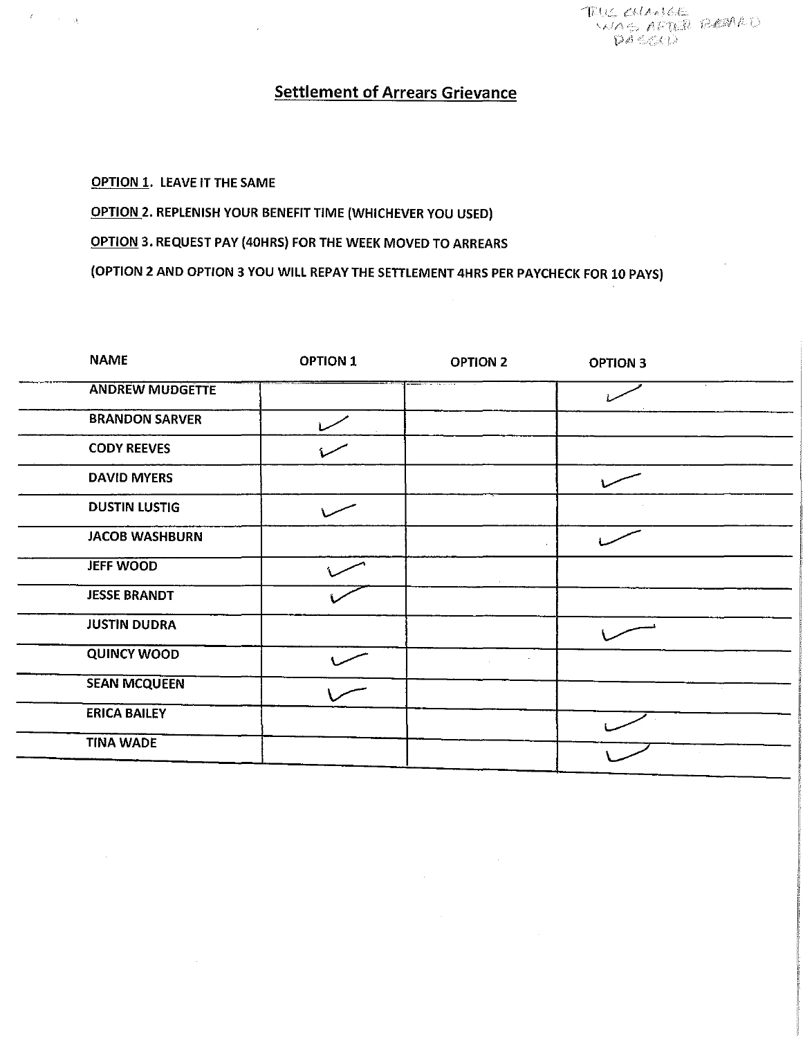THIS CHANGE WAS AFTER BALLOT PASSED

## Settlement of Arrears Grievance

**OPTION 1**. LEAVE IT THE SAME

**OPTION 2**. REPLENISH YOUR BENEFIT TIME (WHICHEVER YOU USED)

**OPTION 3**. REQUEST PAY (40HRS) FOR THE WEEK MOVED TO ARREARS

(OPTION 2 AND OPTION 3 YOU WILL REPAY THE SETTLEMENT 4HRS PER PAYCHECK FOR 10 PAYS)

| NAME | OPTION 1 | OPTION 2 | OPTION 3 |
|---|---|---|---|
| ANDREW MUDGETTE | | | ✓ |
| BRANDON SARVER | ✓ | | |
| CODY REEVES | ✓ | | |
| DAVID MYERS | | | ✓ |
| DUSTIN LUSTIG | ✓ | | |
| JACOB WASHBURN | | | ✓ |
| JEFF WOOD | ✓ | | |
| JESSE BRANDT | ✓ | | |
| JUSTIN DUDRA | | | ✓ |
| QUINCY WOOD | ✓ | | |
| SEAN MCQUEEN | ✓ | | |
| ERICA BAILEY | | | ✓ |
| TINA WADE | | | ✓ |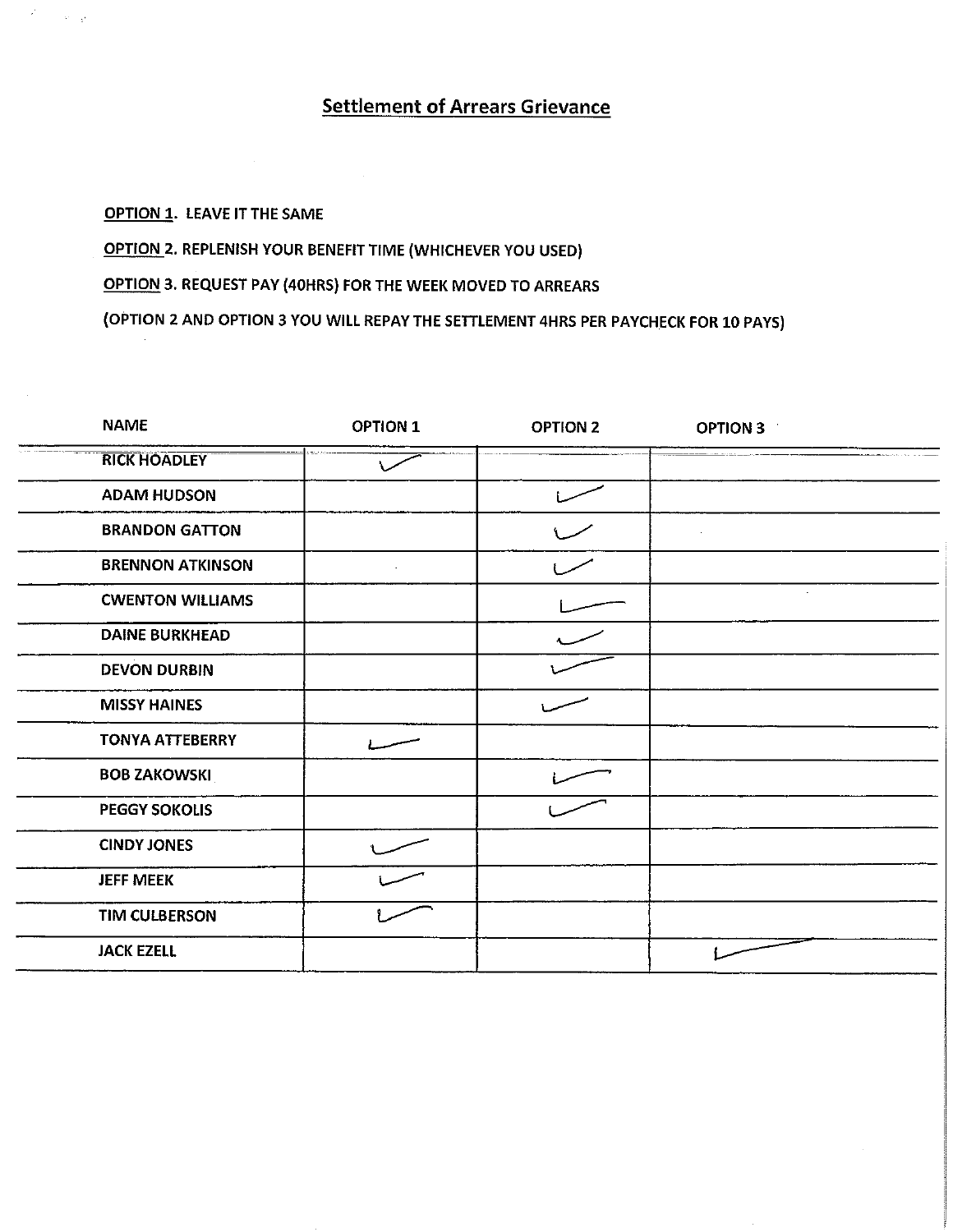## Settlement of Arrears Grievance

**OPTION 1**. LEAVE IT THE SAME

**OPTION 2**. REPLENISH YOUR BENEFIT TIME (WHICHEVER YOU USED)

**OPTION 3**. REQUEST PAY (40HRS) FOR THE WEEK MOVED TO ARREARS

(OPTION 2 AND OPTION 3 YOU WILL REPAY THE SETTLEMENT 4HRS PER PAYCHECK FOR 10 PAYS)

| NAME | OPTION 1 | OPTION 2 | OPTION 3 |
|---|---|---|---|
| RICK HOADLEY | ✓ | | |
| ADAM HUDSON | | ✓ | |
| BRANDON GATTON | | ✓ | |
| BRENNON ATKINSON | | ✓ | |
| CWENTON WILLIAMS | | ✓ | |
| DAINE BURKHEAD | | ✓ | |
| DEVON DURBIN | | ✓ | |
| MISSY HAINES | | ✓ | |
| TONYA ATTEBERRY | ✓ | | |
| BOB ZAKOWSKI | | ✓ | |
| PEGGY SOKOLIS | | ✓ | |
| CINDY JONES | ✓ | | |
| JEFF MEEK | ✓ | | |
| TIM CULBERSON | ✓ | | |
| JACK EZELL | | | ✓ |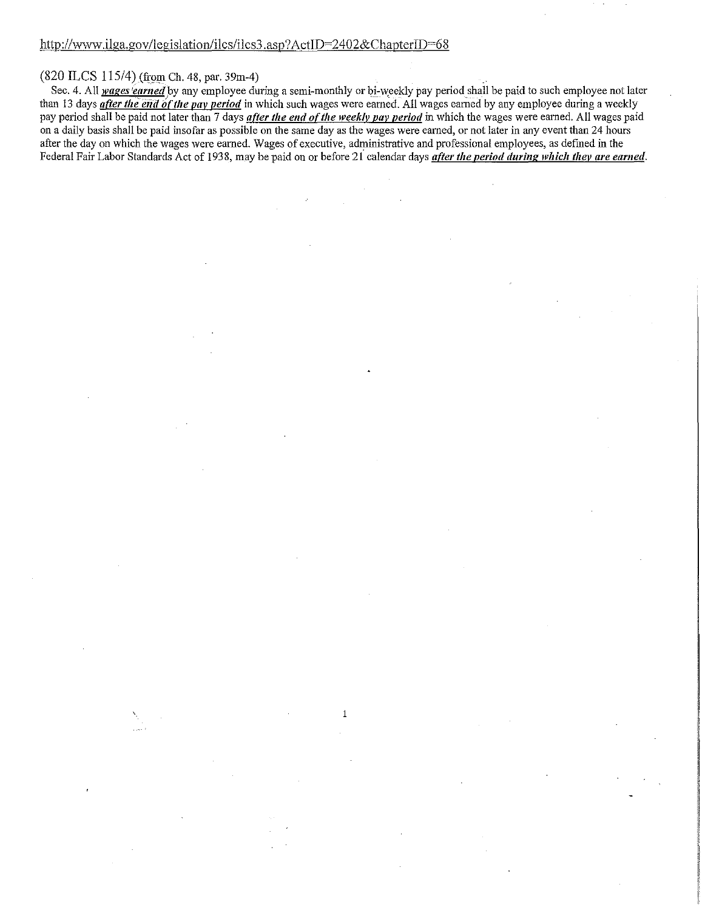http://www.ilga.gov/legislation/ilcs/ilcs3.asp?ActID=2402&ChapterID=68

(820 ILCS 115/4) (from Ch. 48, par. 39m-4)

Sec. 4. All ***wages earned*** by any employee during a semi-monthly or bi-weekly pay period shall be paid to such employee not later than 13 days ***after the end of the pay period*** in which such wages were earned. All wages earned by any employee during a weekly pay period shall be paid not later than 7 days ***after the end of the weekly pay period*** in which the wages were earned. All wages paid on a daily basis shall be paid insofar as possible on the same day as the wages were earned, or not later in any event than 24 hours after the day on which the wages were earned. Wages of executive, administrative and professional employees, as defined in the Federal Fair Labor Standards Act of 1938, may be paid on or before 21 calendar days ***after the period during which they are earned***.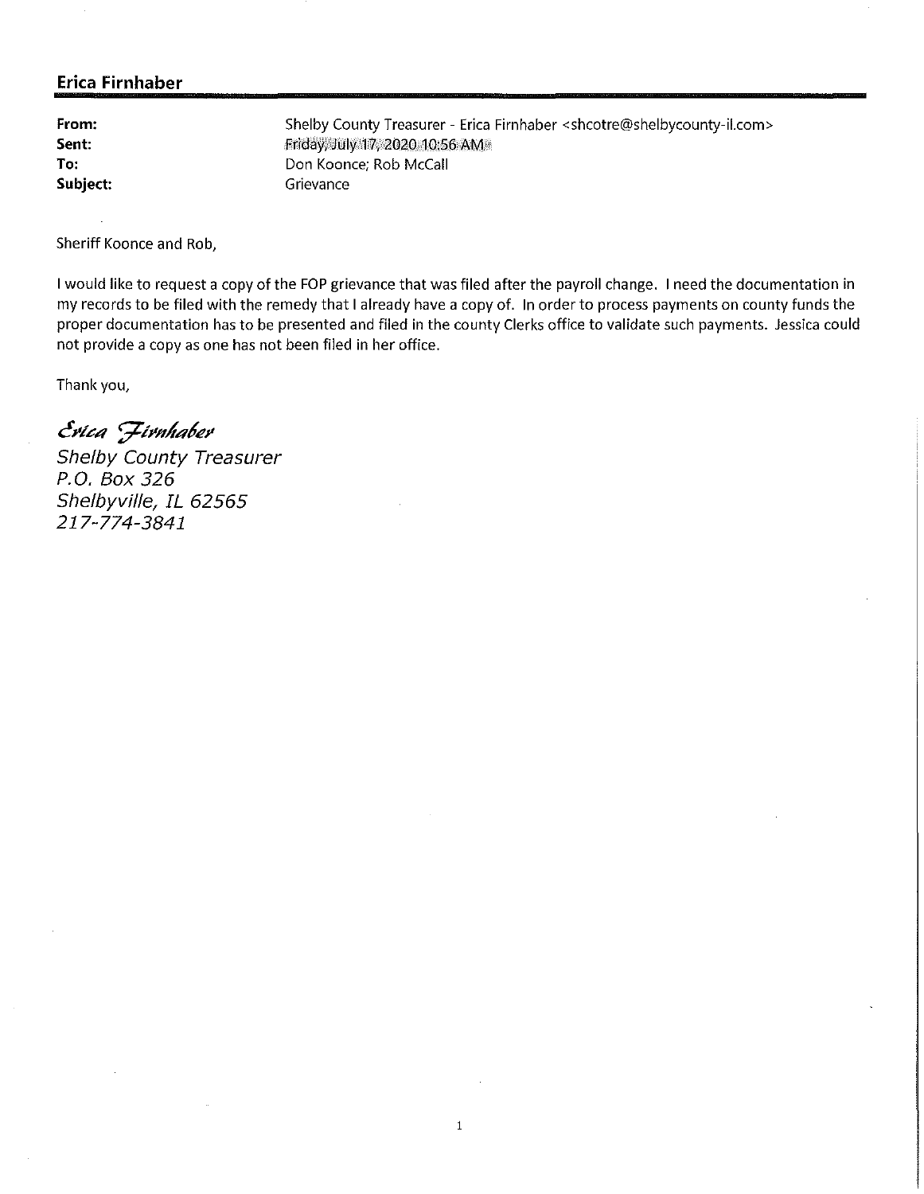**Erica Firnhaber**

| | |
|---|---|
| **From:** | Shelby County Treasurer - Erica Firnhaber <shcotre@shelbycounty-il.com> |
| **Sent:** | Friday, July 17, 2020 10:56 AM |
| **To:** | Don Koonce; Rob McCall |
| **Subject:** | Grievance |

Sheriff Koonce and Rob,

I would like to request a copy of the FOP grievance that was filed after the payroll change. I need the documentation in my records to be filed with the remedy that I already have a copy of. In order to process payments on county funds the proper documentation has to be presented and filed in the county Clerks office to validate such payments. Jessica could not provide a copy as one has not been filed in her office.

Thank you,

*Erica Firnhaber*
*Shelby County Treasurer*
*P.O. Box 326*
*Shelbyville, IL 62565*
*217-774-3841*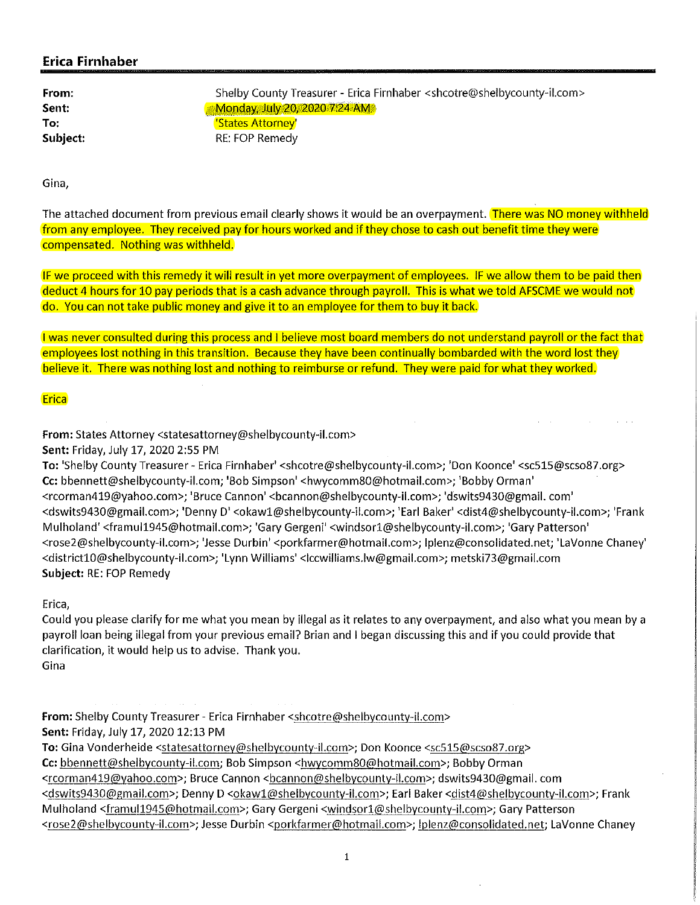## Erica Firnhaber

**From:** Shelby County Treasurer - Erica Firnhaber <shcotre@shelbycounty-il.com>
**Sent:** Monday, July 20, 2020 7:24 AM
**To:** 'States Attorney'
**Subject:** RE: FOP Remedy

Gina,

The attached document from previous email clearly shows it would be an overpayment. There was NO money withheld from any employee. They received pay for hours worked and if they chose to cash out benefit time they were compensated. Nothing was withheld.

IF we proceed with this remedy it will result in yet more overpayment of employees. IF we allow them to be paid then deduct 4 hours for 10 pay periods that is a cash advance through payroll. This is what we told AFSCME we would not do. You can not take public money and give it to an employee for them to buy it back.

I was never consulted during this process and I believe most board members do not understand payroll or the fact that employees lost nothing in this transition. Because they have been continually bombarded with the word lost they believe it. There was nothing lost and nothing to reimburse or refund. They were paid for what they worked.

Erica

**From:** States Attorney <statesattorney@shelbycounty-il.com>
**Sent:** Friday, July 17, 2020 2:55 PM
**To:** 'Shelby County Treasurer - Erica Firnhaber' <shcotre@shelbycounty-il.com>; 'Don Koonce' <sc515@scso87.org>
**Cc:** bbennett@shelbycounty-il.com; 'Bob Simpson' <hwycomm80@hotmail.com>; 'Bobby Orman' <rcorman419@yahoo.com>; 'Bruce Cannon' <bcannon@shelbycounty-il.com>; 'dswits9430@gmail. com' <dswits9430@gmail.com>; 'Denny D' <okaw1@shelbycounty-il.com>; 'Earl Baker' <dist4@shelbycounty-il.com>; 'Frank Mulholand' <framul1945@hotmail.com>; 'Gary Gergeni' <windsor1@shelbycounty-il.com>; 'Gary Patterson' <rose2@shelbycounty-il.com>; 'Jesse Durbin' <porkfarmer@hotmail.com>; lplenz@consolidated.net; 'LaVonne Chaney' <district10@shelbycounty-il.com>; 'Lynn Williams' <lccwilliams.lw@gmail.com>; metski73@gmail.com
**Subject:** RE: FOP Remedy

Erica,
Could you please clarify for me what you mean by illegal as it relates to any overpayment, and also what you mean by a payroll loan being illegal from your previous email? Brian and I began discussing this and if you could provide that clarification, it would help us to advise. Thank you.
Gina

**From:** Shelby County Treasurer - Erica Firnhaber <shcotre@shelbycounty-il.com>
**Sent:** Friday, July 17, 2020 12:13 PM
**To:** Gina Vonderheide <statesattorney@shelbycounty-il.com>; Don Koonce <sc515@scso87.org>
**Cc:** bbennett@shelbycounty-il.com; Bob Simpson <hwycomm80@hotmail.com>; Bobby Orman <rcorman419@yahoo.com>; Bruce Cannon <bcannon@shelbycounty-il.com>; dswits9430@gmail. com <dswits9430@gmail.com>; Denny D <okaw1@shelbycounty-il.com>; Earl Baker <dist4@shelbycounty-il.com>; Frank Mulholand <framul1945@hotmail.com>; Gary Gergeni <windsor1@shelbycounty-il.com>; Gary Patterson <rose2@shelbycounty-il.com>; Jesse Durbin <porkfarmer@hotmail.com>; lplenz@consolidated.net; LaVonne Chaney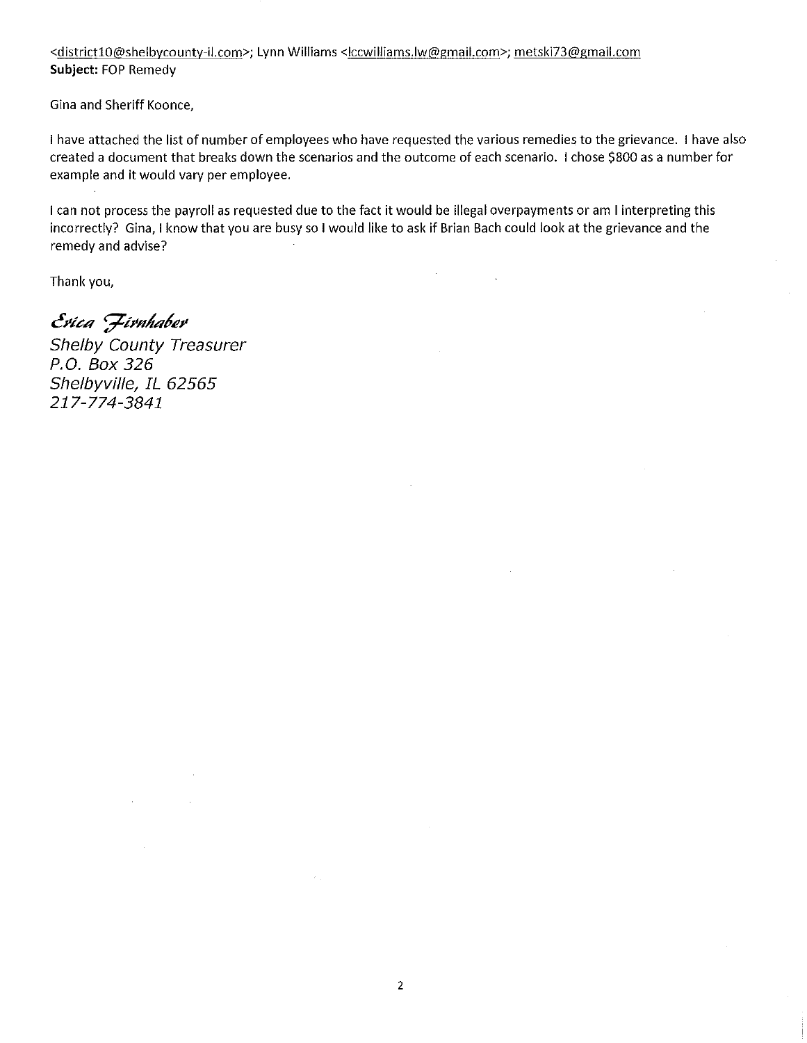<district10@shelbycounty-il.com>; Lynn Williams <lccwilliams.lw@gmail.com>; metski73@gmail.com
**Subject:** FOP Remedy

Gina and Sheriff Koonce,

I have attached the list of number of employees who have requested the various remedies to the grievance. I have also created a document that breaks down the scenarios and the outcome of each scenario. I chose $800 as a number for example and it would vary per employee.

I can not process the payroll as requested due to the fact it would be illegal overpayments or am I interpreting this incorrectly? Gina, I know that you are busy so I would like to ask if Brian Bach could look at the grievance and the remedy and advise?

Thank you,

*Erica Firnhaber*
*Shelby County Treasurer*
*P.O. Box 326*
*Shelbyville, IL 62565*
*217-774-3841*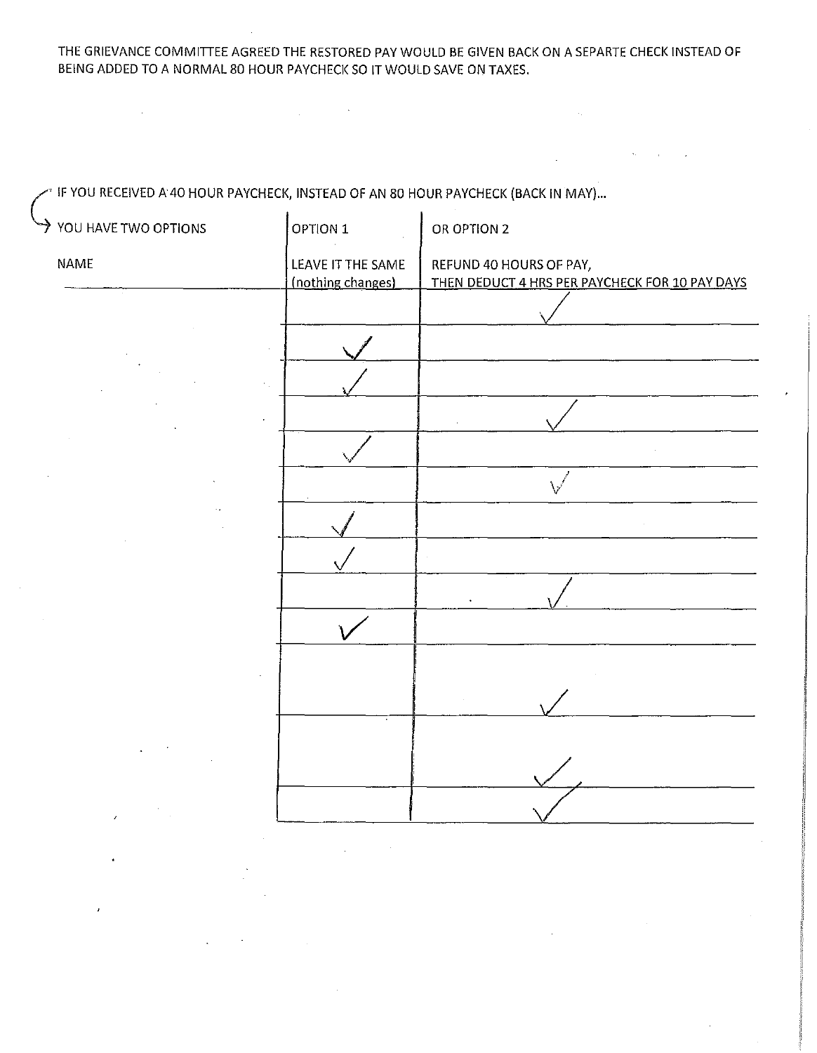THE GRIEVANCE COMMITTEE AGREED THE RESTORED PAY WOULD BE GIVEN BACK ON A SEPARTE CHECK INSTEAD OF BEING ADDED TO A NORMAL 80 HOUR PAYCHECK SO IT WOULD SAVE ON TAXES.

IF YOU RECEIVED A 40 HOUR PAYCHECK, INSTEAD OF AN 80 HOUR PAYCHECK (BACK IN MAY)...

| YOU HAVE TWO OPTIONS | OPTION 1 | OR OPTION 2 |
|---|---|---|
| NAME | LEAVE IT THE SAME (nothing changes) | REFUND 40 HOURS OF PAY, THEN DEDUCT 4 HRS PER PAYCHECK FOR 10 PAY DAYS |
| | | ✓ |
| | ✓ | |
| | ✓ | |
| | | ✓ |
| | ✓ | |
| | | ✓ |
| | ✓ | |
| | ✓ | |
| | | ✓ |
| | ✓ | |
| | | ✓ |
| | | ✓ |
| | | ✓ |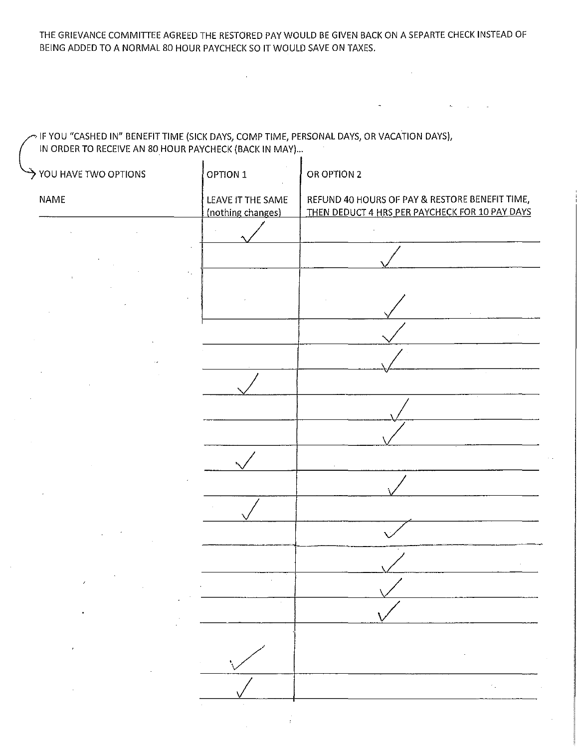THE GRIEVANCE COMMITTEE AGREED THE RESTORED PAY WOULD BE GIVEN BACK ON A SEPARTE CHECK INSTEAD OF BEING ADDED TO A NORMAL 80 HOUR PAYCHECK SO IT WOULD SAVE ON TAXES.

IF YOU "CASHED IN" BENEFIT TIME (SICK DAYS, COMP TIME, PERSONAL DAYS, OR VACATION DAYS), IN ORDER TO RECEIVE AN 80 HOUR PAYCHECK (BACK IN MAY)...

| YOU HAVE TWO OPTIONS | OPTION 1 | OR OPTION 2 |
|---|---|---|
| NAME | LEAVE IT THE SAME (nothing changes) | REFUND 40 HOURS OF PAY & RESTORE BENEFIT TIME, THEN DEDUCT 4 HRS PER PAYCHECK FOR 10 PAY DAYS |
| | ✓ | |
| | | ✓ |
| | | ✓ |
| | | ✓ |
| | | ✓ |
| | ✓ | |
| | | ✓ |
| | | ✓ |
| | ✓ | |
| | | ✓ |
| | ✓ | |
| | | ✓ |
| | | ✓ |
| | | ✓ |
| | | ✓ |
| | ✓ | |
| | ✓ | |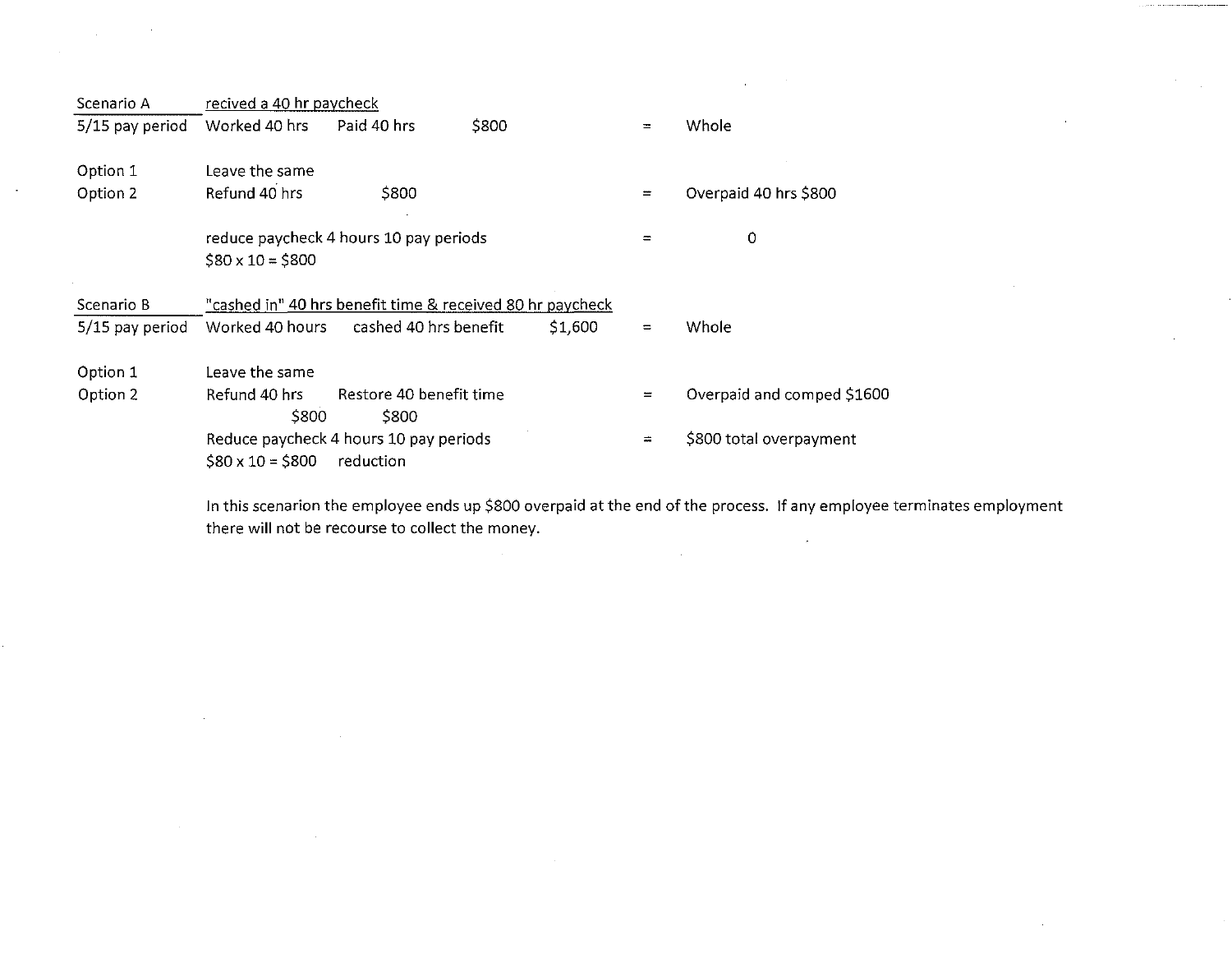| Scenario A | recived a 40 hr paycheck | | | | | |
|---|---|---|---|---|---|---|
| 5/15 pay period | Worked 40 hrs | Paid 40 hrs | $800 | | = | Whole |
| | | | | | | |
| Option 1 | Leave the same | | | | | |
| Option 2 | Refund 40 hrs | $800 | | | = | Overpaid 40 hrs $800 |
| | | | | | | |
| | reduce paycheck 4 hours 10 pay periods<br>$80 x 10 = $800 | | | | = | 0 |
| | | | | | | |
| Scenario B | "cashed in" 40 hrs benefit time & received 80 hr paycheck | | | | | |
| 5/15 pay period | Worked 40 hours | cashed 40 hrs benefit | | $1,600 | = | Whole |
| | | | | | | |
| Option 1 | Leave the same | | | | | |
| Option 2 | Refund 40 hrs<br>$800 | Restore 40 benefit time<br>$800 | | | = | Overpaid and comped $1600 |
| | Reduce paycheck 4 hours 10 pay periods<br>$80 x 10 = $800 reduction | | | | = | $800 total overpayment |

In this scenarion the employee ends up $800 overpaid at the end of the process. If any employee terminates employment there will not be recourse to collect the money.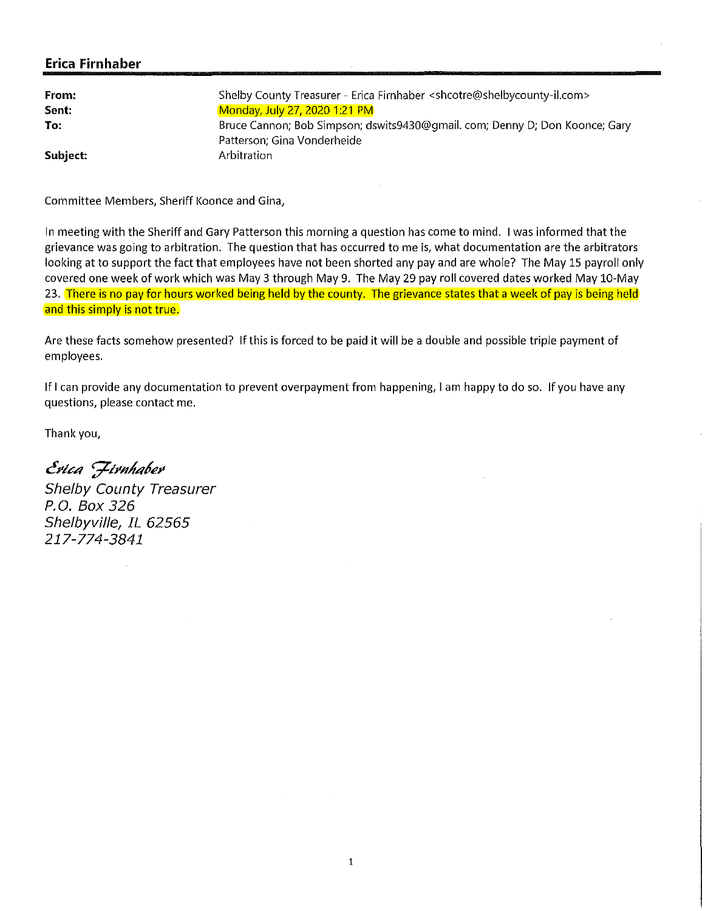## Erica Firnhaber

**From:** Shelby County Treasurer - Erica Firnhaber <shcotre@shelbycounty-il.com>
**Sent:** Monday, July 27, 2020 1:21 PM
**To:** Bruce Cannon; Bob Simpson; dswits9430@gmail. com; Denny D; Don Koonce; Gary Patterson; Gina Vonderheide
**Subject:** Arbitration

Committee Members, Sheriff Koonce and Gina,

In meeting with the Sheriff and Gary Patterson this morning a question has come to mind. I was informed that the grievance was going to arbitration. The question that has occurred to me is, what documentation are the arbitrators looking at to support the fact that employees have not been shorted any pay and are whole? The May 15 payroll only covered one week of work which was May 3 through May 9. The May 29 pay roll covered dates worked May 10-May 23. There is no pay for hours worked being held by the county. The grievance states that a week of pay is being held and this simply is not true.

Are these facts somehow presented? If this is forced to be paid it will be a double and possible triple payment of employees.

If I can provide any documentation to prevent overpayment from happening, I am happy to do so. If you have any questions, please contact me.

Thank you,

*Erica Firnhaber*
*Shelby County Treasurer*
*P.O. Box 326*
*Shelbyville, IL 62565*
*217-774-3841*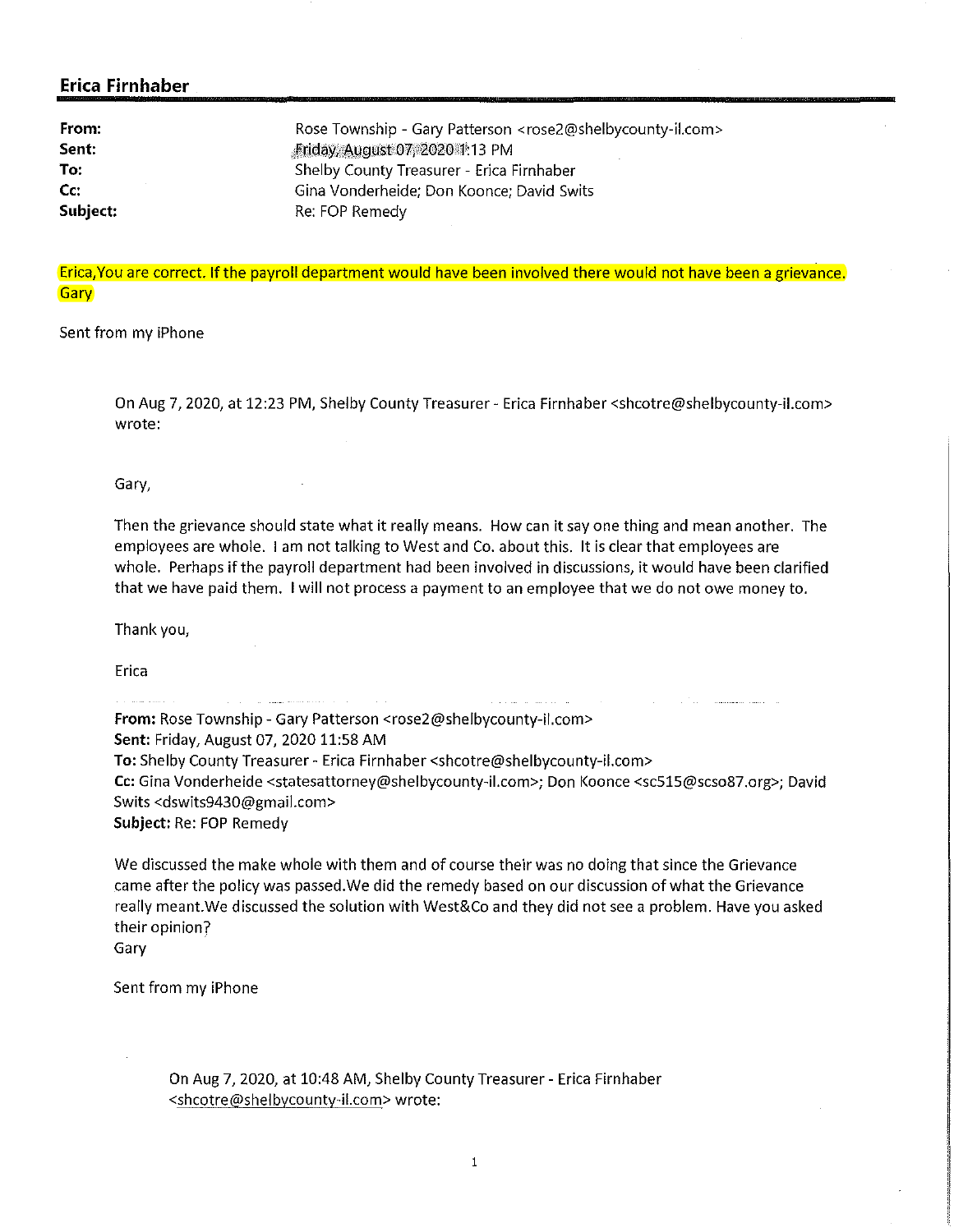## Erica Firnhaber

**From:** Rose Township - Gary Patterson <rose2@shelbycounty-il.com>
**Sent:** Friday, August 07, 2020 1:13 PM
**To:** Shelby County Treasurer - Erica Firnhaber
**Cc:** Gina Vonderheide; Don Koonce; David Swits
**Subject:** Re: FOP Remedy

Erica,You are correct. If the payroll department would have been involved there would not have been a grievance.
Gary

Sent from my iPhone

> On Aug 7, 2020, at 12:23 PM, Shelby County Treasurer - Erica Firnhaber <shcotre@shelbycounty-il.com> wrote:
>
> Gary,
>
> Then the grievance should state what it really means. How can it say one thing and mean another. The employees are whole. I am not talking to West and Co. about this. It is clear that employees are whole. Perhaps if the payroll department had been involved in discussions, it would have been clarified that we have paid them. I will not process a payment to an employee that we do not owe money to.
>
> Thank you,
>
> Erica
>
> **From:** Rose Township - Gary Patterson <rose2@shelbycounty-il.com>
> **Sent:** Friday, August 07, 2020 11:58 AM
> **To:** Shelby County Treasurer - Erica Firnhaber <shcotre@shelbycounty-il.com>
> **Cc:** Gina Vonderheide <statesattorney@shelbycounty-il.com>; Don Koonce <sc515@scso87.org>; David Swits <dswits9430@gmail.com>
> **Subject:** Re: FOP Remedy
>
> We discussed the make whole with them and of course their was no doing that since the Grievance came after the policy was passed.We did the remedy based on our discussion of what the Grievance really meant.We discussed the solution with West&Co and they did not see a problem. Have you asked their opinion?
> Gary
>
> Sent from my iPhone
>
>> On Aug 7, 2020, at 10:48 AM, Shelby County Treasurer - Erica Firnhaber <shcotre@shelbycounty-il.com> wrote: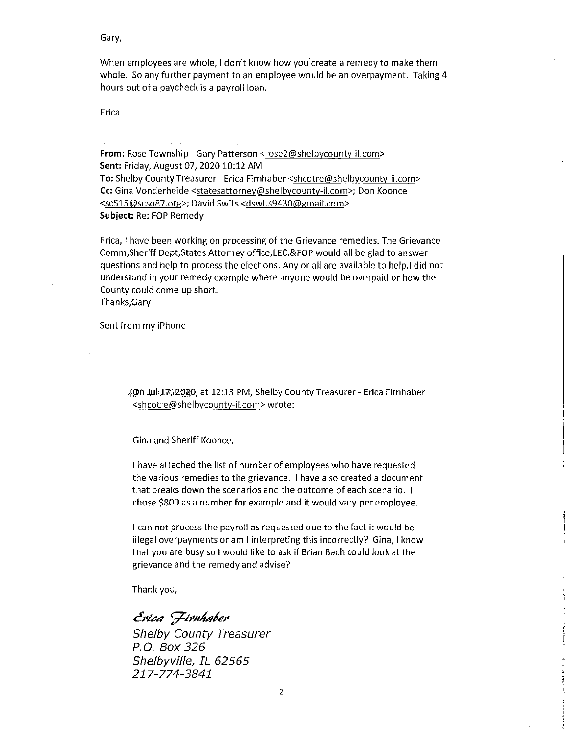Gary,

When employees are whole, I don't know how you create a remedy to make them whole. So any further payment to an employee would be an overpayment. Taking 4 hours out of a paycheck is a payroll loan.

Erica

**From:** Rose Township - Gary Patterson <rose2@shelbycounty-il.com>
**Sent:** Friday, August 07, 2020 10:12 AM
**To:** Shelby County Treasurer - Erica Firnhaber <shcotre@shelbycounty-il.com>
**Cc:** Gina Vonderheide <statesattorney@shelbycounty-il.com>; Don Koonce <sc515@scso87.org>; David Swits <dswits9430@gmail.com>
**Subject:** Re: FOP Remedy

Erica, I have been working on processing of the Grievance remedies. The Grievance Comm,Sheriff Dept,States Attorney office,LEC,&FOP would all be glad to answer questions and help to process the elections. Any or all are available to help.I did not understand in your remedy example where anyone would be overpaid or how the County could come up short.
Thanks,Gary

Sent from my iPhone

> On Jul 17, 2020, at 12:13 PM, Shelby County Treasurer - Erica Firnhaber <shcotre@shelbycounty-il.com> wrote:
>
> Gina and Sheriff Koonce,
>
> I have attached the list of number of employees who have requested the various remedies to the grievance. I have also created a document that breaks down the scenarios and the outcome of each scenario. I chose $800 as a number for example and it would vary per employee.
>
> I can not process the payroll as requested due to the fact it would be illegal overpayments or am I interpreting this incorrectly? Gina, I know that you are busy so I would like to ask if Brian Bach could look at the grievance and the remedy and advise?
>
> Thank you,
>
> *Erica Firnhaber*
> *Shelby County Treasurer*
> *P.O. Box 326*
> *Shelbyville, IL 62565*
> *217-774-3841*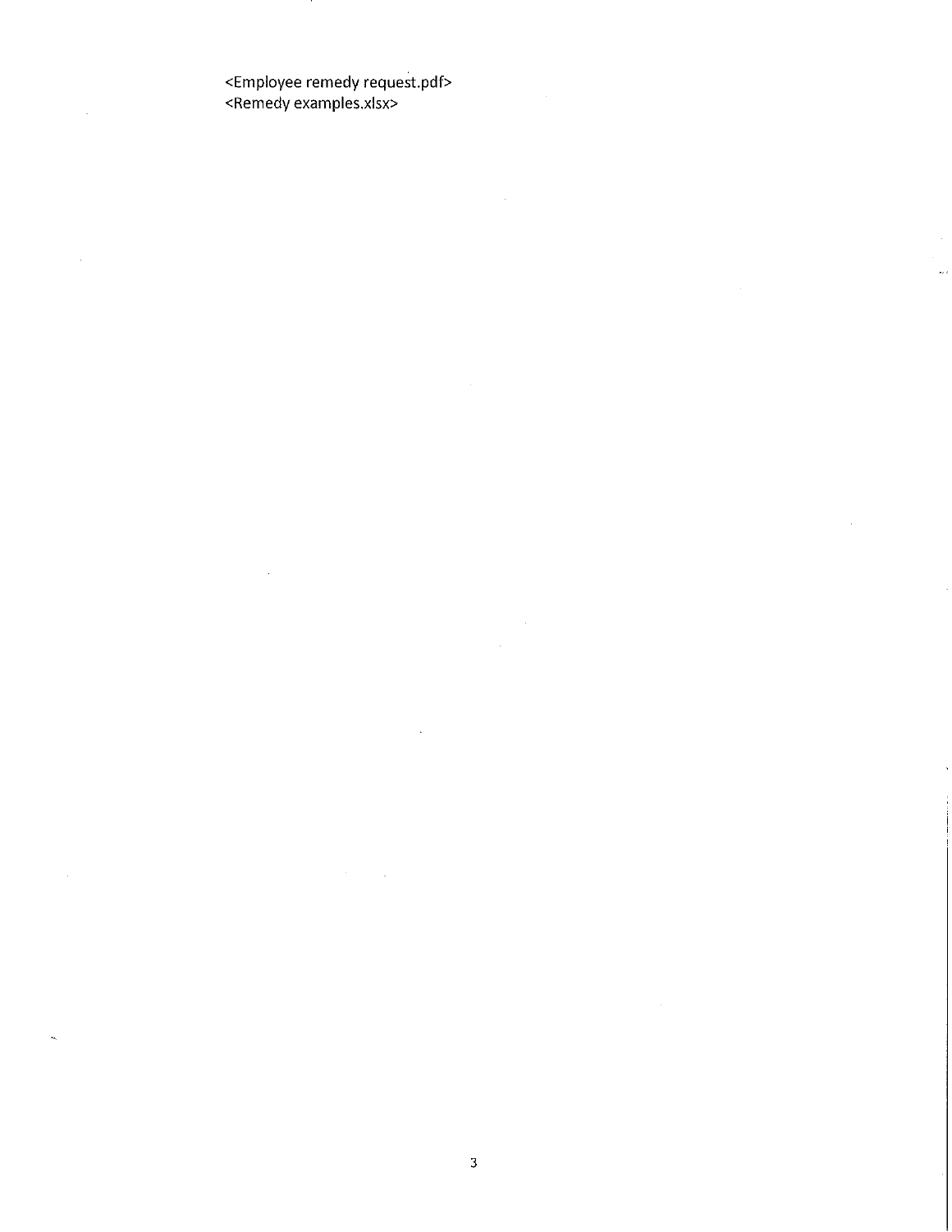<Employee remedy request.pdf>
<Remedy examples.xlsx>